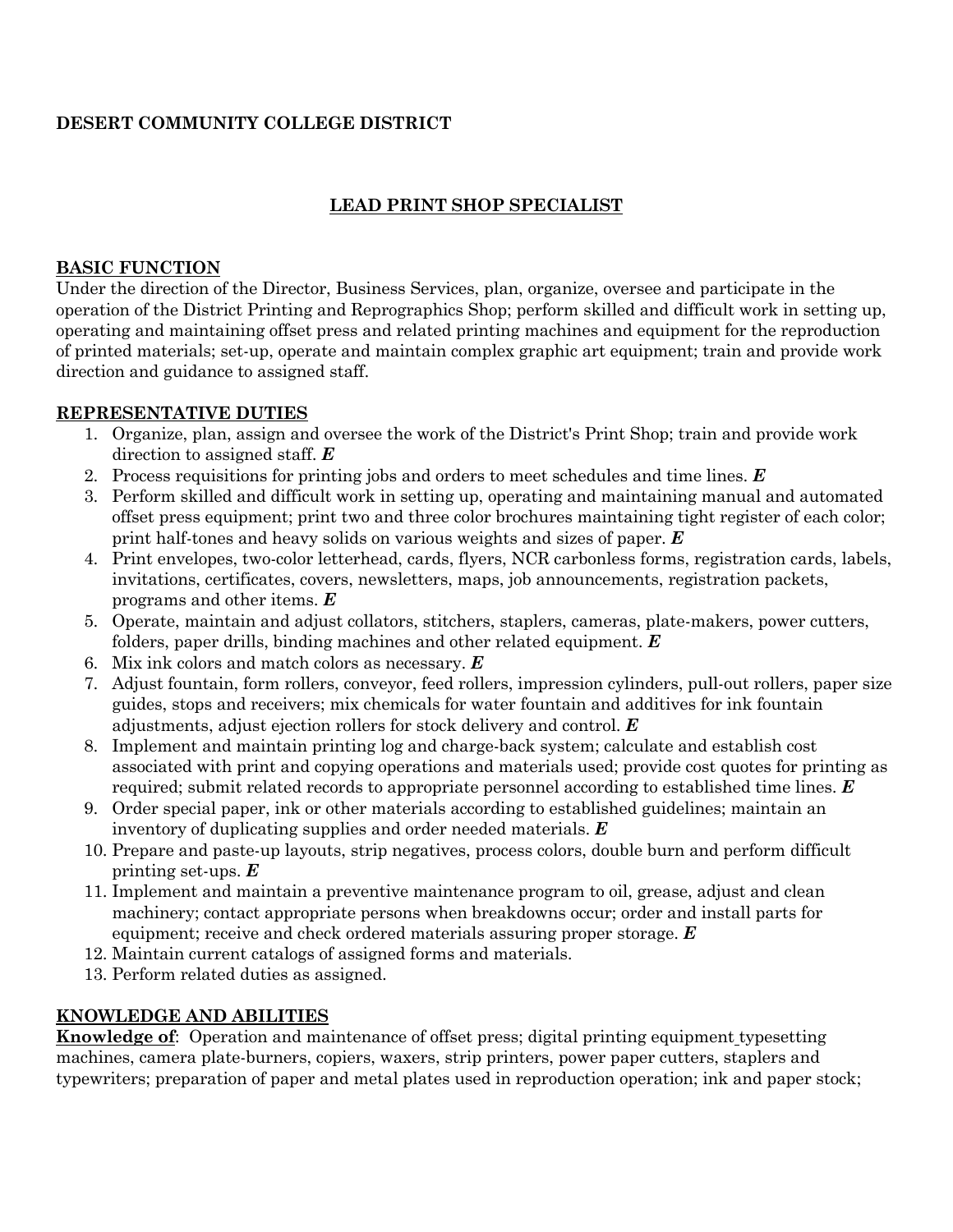**DESERT COMMUNITY COLLEGE DISTRICT**

# LEAD PRINT SHOP SPECIALIST

## BASIC FUNCTION

Under the direction of the Director, Business Services, plan, organize, oversee and participate in the operation of the District Printing and Reprographics Shop; perform skilled and difficult work in setting up, operating and maintaining offset press and related printing machines and equipment for the reproduction of printed materials; set-up, operate and maintain complex graphic art equipment; train and provide work direction and guidance to assigned staff.

## REPRESENTATIVE DUTIES

1. Organize, plan, assign and oversee the work of the District's Print Shop; train and provide work direction to assigned staff. ***E***
2. Process requisitions for printing jobs and orders to meet schedules and time lines. ***E***
3. Perform skilled and difficult work in setting up, operating and maintaining manual and automated offset press equipment; print two and three color brochures maintaining tight register of each color; print half-tones and heavy solids on various weights and sizes of paper. ***E***
4. Print envelopes, two-color letterhead, cards, flyers, NCR carbonless forms, registration cards, labels, invitations, certificates, covers, newsletters, maps, job announcements, registration packets, programs and other items. ***E***
5. Operate, maintain and adjust collators, stitchers, staplers, cameras, plate-makers, power cutters, folders, paper drills, binding machines and other related equipment. ***E***
6. Mix ink colors and match colors as necessary. ***E***
7. Adjust fountain, form rollers, conveyor, feed rollers, impression cylinders, pull-out rollers, paper size guides, stops and receivers; mix chemicals for water fountain and additives for ink fountain adjustments, adjust ejection rollers for stock delivery and control. ***E***
8. Implement and maintain printing log and charge-back system; calculate and establish cost associated with print and copying operations and materials used; provide cost quotes for printing as required; submit related records to appropriate personnel according to established time lines. ***E***
9. Order special paper, ink or other materials according to established guidelines; maintain an inventory of duplicating supplies and order needed materials. ***E***
10. Prepare and paste-up layouts, strip negatives, process colors, double burn and perform difficult printing set-ups. ***E***
11. Implement and maintain a preventive maintenance program to oil, grease, adjust and clean machinery; contact appropriate persons when breakdowns occur; order and install parts for equipment; receive and check ordered materials assuring proper storage. ***E***
12. Maintain current catalogs of assigned forms and materials.
13. Perform related duties as assigned.

## KNOWLEDGE AND ABILITIES

**Knowledge of**: Operation and maintenance of offset press; digital printing equipment typesetting machines, camera plate-burners, copiers, waxers, strip printers, power paper cutters, staplers and typewriters; preparation of paper and metal plates used in reproduction operation; ink and paper stock;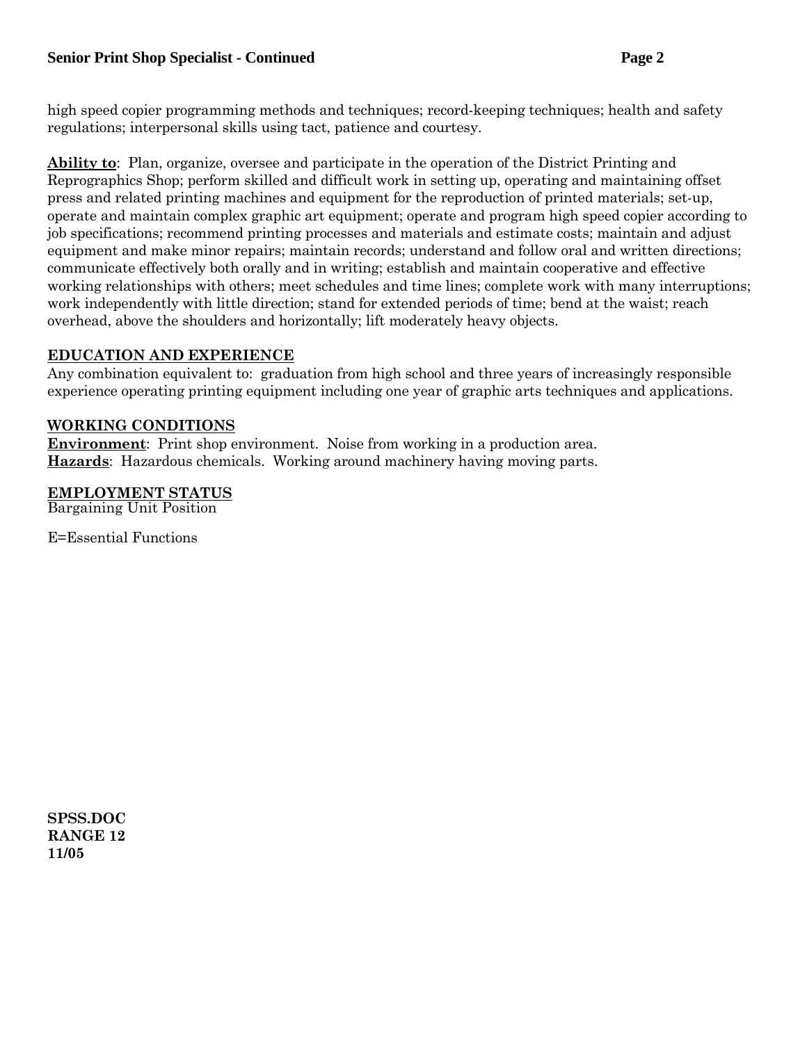high speed copier programming methods and techniques; record-keeping techniques; health and safety regulations; interpersonal skills using tact, patience and courtesy.

**Ability to**: Plan, organize, oversee and participate in the operation of the District Printing and Reprographics Shop; perform skilled and difficult work in setting up, operating and maintaining offset press and related printing machines and equipment for the reproduction of printed materials; set-up, operate and maintain complex graphic art equipment; operate and program high speed copier according to job specifications; recommend printing processes and materials and estimate costs; maintain and adjust equipment and make minor repairs; maintain records; understand and follow oral and written directions; communicate effectively both orally and in writing; establish and maintain cooperative and effective working relationships with others; meet schedules and time lines; complete work with many interruptions; work independently with little direction; stand for extended periods of time; bend at the waist; reach overhead, above the shoulders and horizontally; lift moderately heavy objects.

## EDUCATION AND EXPERIENCE

Any combination equivalent to: graduation from high school and three years of increasingly responsible experience operating printing equipment including one year of graphic arts techniques and applications.

## WORKING CONDITIONS

**Environment**: Print shop environment. Noise from working in a production area.
**Hazards**: Hazardous chemicals. Working around machinery having moving parts.

## EMPLOYMENT STATUS

Bargaining Unit Position

E=Essential Functions

**SPSS.DOC**
**RANGE 12**
**11/05**